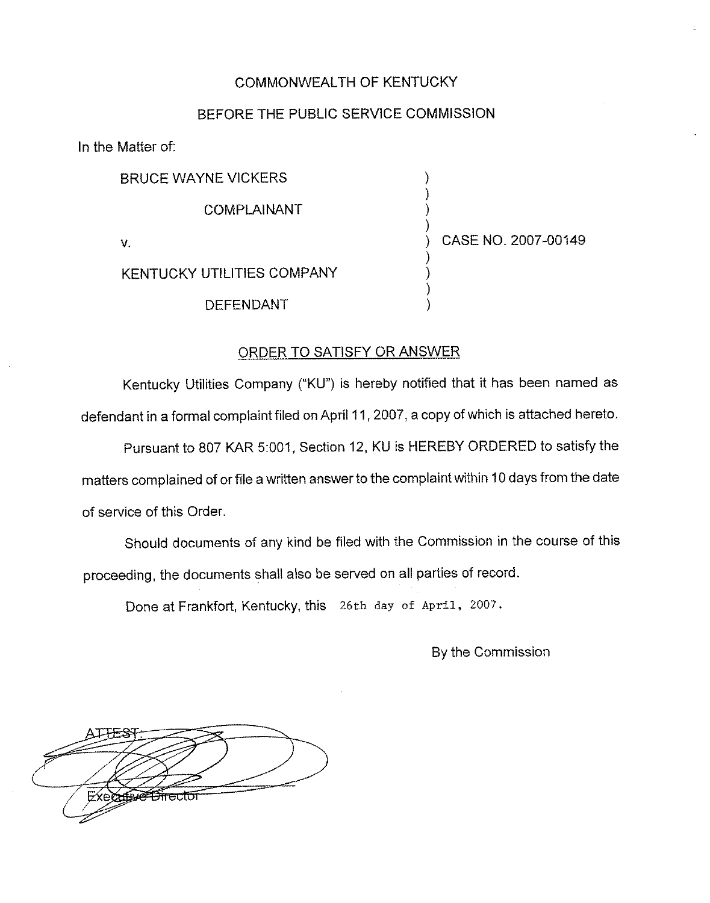COMMONWEALTH OF KENTUCKY

BEFORE THE PUBLIC SERVICE COMMISSION

In the Matter of:

| | | |
|---|---|---|
| BRUCE WAYNE VICKERS | ) | |
| COMPLAINANT | ) | |
| v. | ) | CASE NO. 2007-00149 |
| KENTUCKY UTILITIES COMPANY | ) | |
| DEFENDANT | ) | |

## ORDER TO SATISFY OR ANSWER

Kentucky Utilities Company ("KU") is hereby notified that it has been named as defendant in a formal complaint filed on April 11, 2007, a copy of which is attached hereto.

Pursuant to 807 KAR 5:001, Section 12, KU is HEREBY ORDERED to satisfy the matters complained of or file a written answer to the complaint within 10 days from the date of service of this Order.

Should documents of any kind be filed with the Commission in the course of this proceeding, the documents shall also be served on all parties of record.

Done at Frankfort, Kentucky, this 26th day of April, 2007.

By the Commission

ATTEST:

Executive Director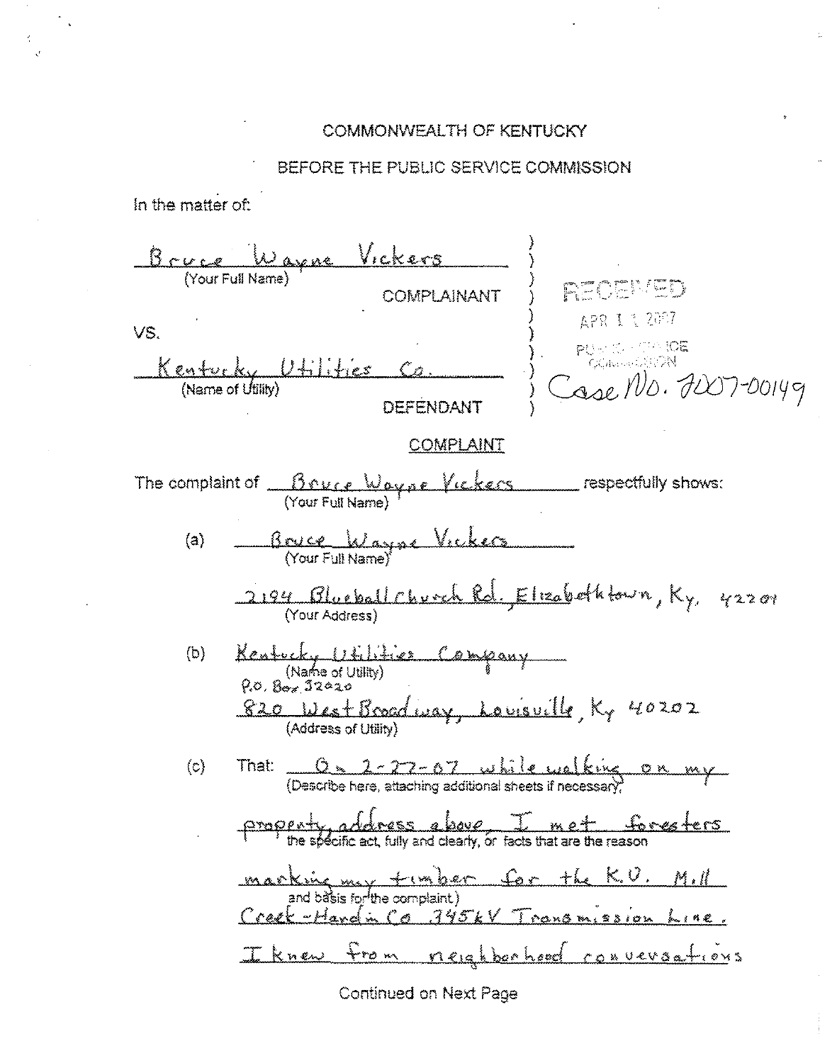COMMONWEALTH OF KENTUCKY

BEFORE THE PUBLIC SERVICE COMMISSION

In the matter of:

Bruce Wayne Vickers
(Your Full Name)

COMPLAINANT

VS.

Kentucky Utilities Co.
(Name of Utility)

DEFENDANT

RECEIVED
APR 1 1 2007
PUBLIC SERVICE COMMISSION

Case No. 2007-00149

## COMPLAINT

The complaint of Bruce Wayne Vickers (Your Full Name) respectfully shows:

(a) Bruce Wayne Vickers
(Your Full Name)

2194 Blueball Church Rd., Elizabethtown, Ky. 42701
(Your Address)

(b) Kentucky Utilities Company
(Name of Utility)
P.O. Box 32020
820 West Broadway, Louisville, Ky 40202
(Address of Utility)

(c) That: On 2-27-07 while walking on my property, address above, I met foresters marking my timber for the K.U. Mill Creek-Hardin Co 345kV Transmission Line. I knew from neighborhood conversations
(Describe here, attaching additional sheets if necessary, the specific act, fully and clearly, or facts that are the reason and basis for the complaint.)

Continued on Next Page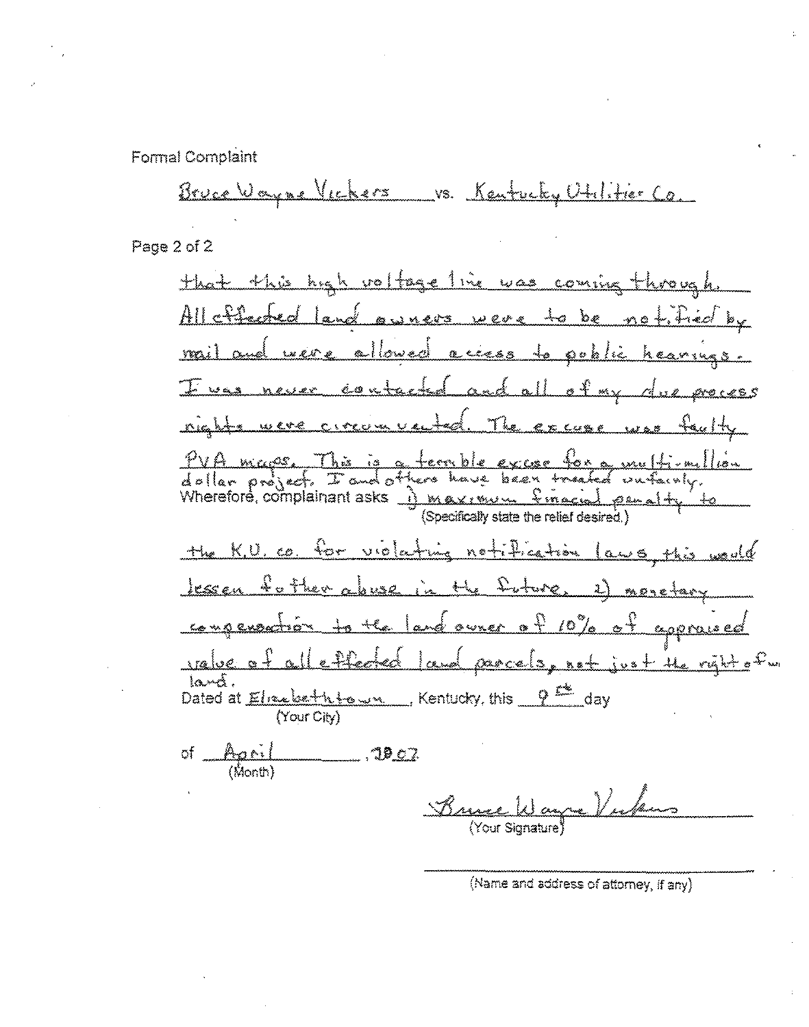Formal Complaint

Bruce Wayne Vickers vs. Kentucky Utilities Co.

Page 2 of 2

that this high voltage line was coming through. All affected land owners were to be notified by mail and were allowed access to public hearings. I was never contacted and all of my due process rights were circumvented. The excuse was faulty PVA maps. This is a terrible excuse for a multi-million dollar project. I and others have been treated unfairly.

Wherefore, complainant asks 1) maximum financial penalty to
(Specifically state the relief desired.)

the K.U. co. for violating notification laws, this would lessen further abuse in the future. 2) monetary compensation to the land owner of 10% of appraised value of all effected land parcels, not just the right of way land.

Dated at Elizabethtown, Kentucky, this 9th day
(Your City)

of April, 2007
(Month)

Bruce Wayne Vickers
(Your Signature)

(Name and address of attorney, if any)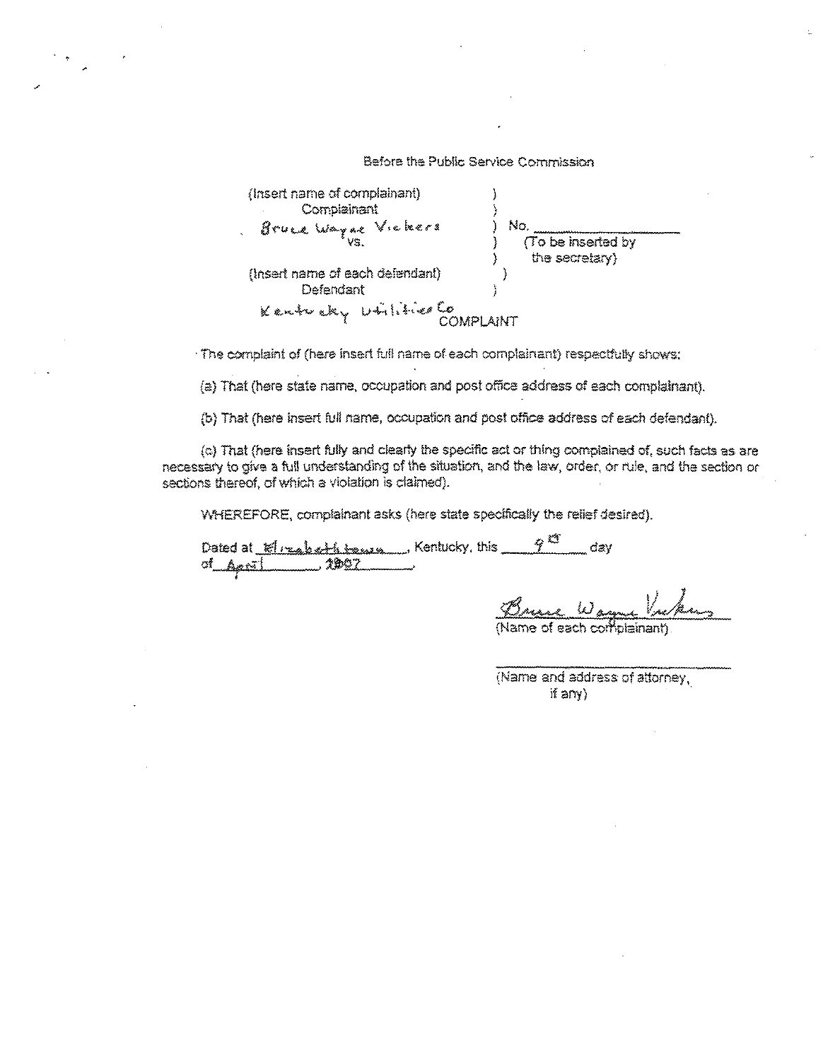Before the Public Service Commission

(Insert name of complainant)
Complainant
Bruce Wayne Vickers
vs.

No. ______________
(To be inserted by the secretary)

(Insert name of each defendant)
Defendant
Kentucky Utilities Co

COMPLAINT

The complaint of (here insert full name of each complainant) respectfully shows:

(a) That (here state name, occupation and post office address of each complainant).

(b) That (here insert full name, occupation and post office address of each defendant).

(c) That (here insert fully and clearly the specific act or thing complained of, such facts as are necessary to give a full understanding of the situation, and the law, order, or rule, and the section or sections thereof, of which a violation is claimed).

WHEREFORE, complainant asks (here state specifically the relief desired).

Dated at Elizabethtown, Kentucky, this 9th day of April, 2007.

Bruce Wayne Vickers
(Name of each complainant)

______________
(Name and address of attorney, if any)